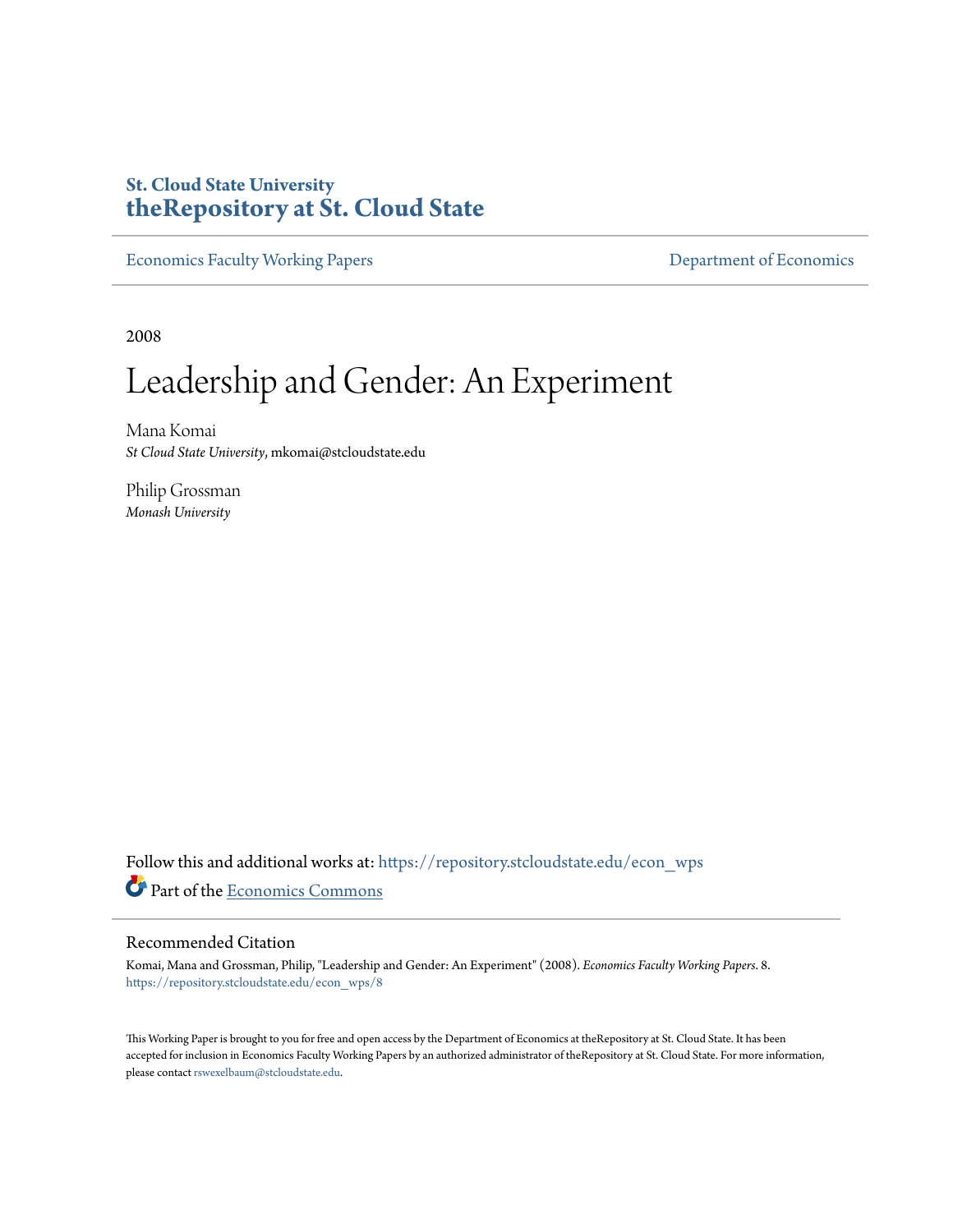St. Cloud State University
**theRepository at St. Cloud State**

Economics Faculty Working Papers | Department of Economics

2008

# Leadership and Gender: An Experiment

Mana Komai
*St Cloud State University*, mkomai@stcloudstate.edu

Philip Grossman
*Monash University*

Follow this and additional works at: https://repository.stcloudstate.edu/econ_wps

Part of the Economics Commons

## Recommended Citation

Komai, Mana and Grossman, Philip, "Leadership and Gender: An Experiment" (2008). *Economics Faculty Working Papers*. 8.
https://repository.stcloudstate.edu/econ_wps/8

This Working Paper is brought to you for free and open access by the Department of Economics at theRepository at St. Cloud State. It has been accepted for inclusion in Economics Faculty Working Papers by an authorized administrator of theRepository at St. Cloud State. For more information, please contact rswexelbaum@stcloudstate.edu.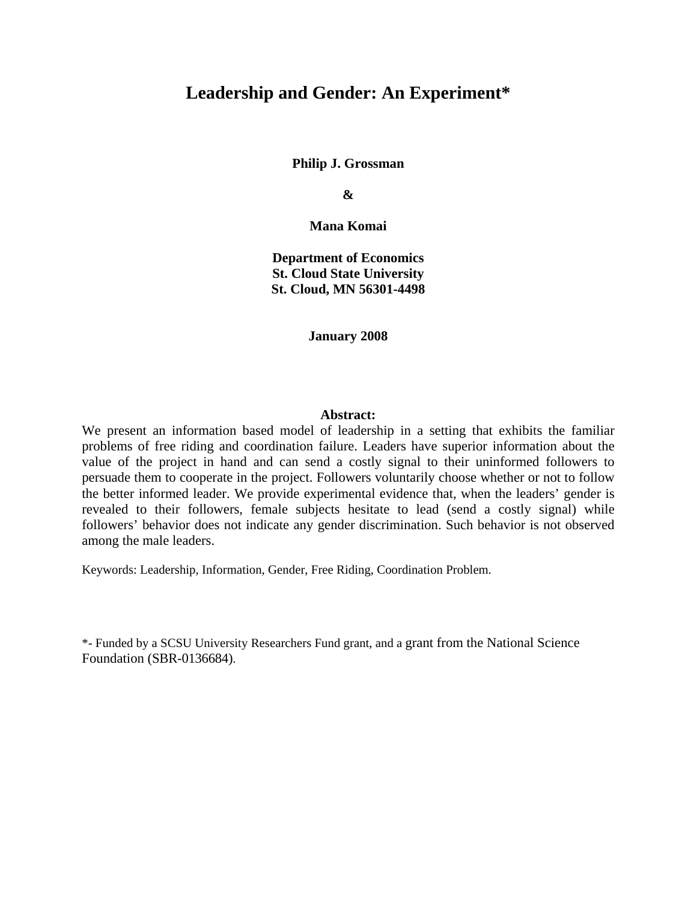# Leadership and Gender: An Experiment*

**Philip J. Grossman**

**&**

**Mana Komai**

**Department of Economics**
**St. Cloud State University**
**St. Cloud, MN 56301-4498**

**January 2008**

**Abstract:**

We present an information based model of leadership in a setting that exhibits the familiar problems of free riding and coordination failure. Leaders have superior information about the value of the project in hand and can send a costly signal to their uninformed followers to persuade them to cooperate in the project. Followers voluntarily choose whether or not to follow the better informed leader. We provide experimental evidence that, when the leaders' gender is revealed to their followers, female subjects hesitate to lead (send a costly signal) while followers' behavior does not indicate any gender discrimination. Such behavior is not observed among the male leaders.

Keywords: Leadership, Information, Gender, Free Riding, Coordination Problem.

*- Funded by a SCSU University Researchers Fund grant, and a grant from the National Science Foundation (SBR-0136684).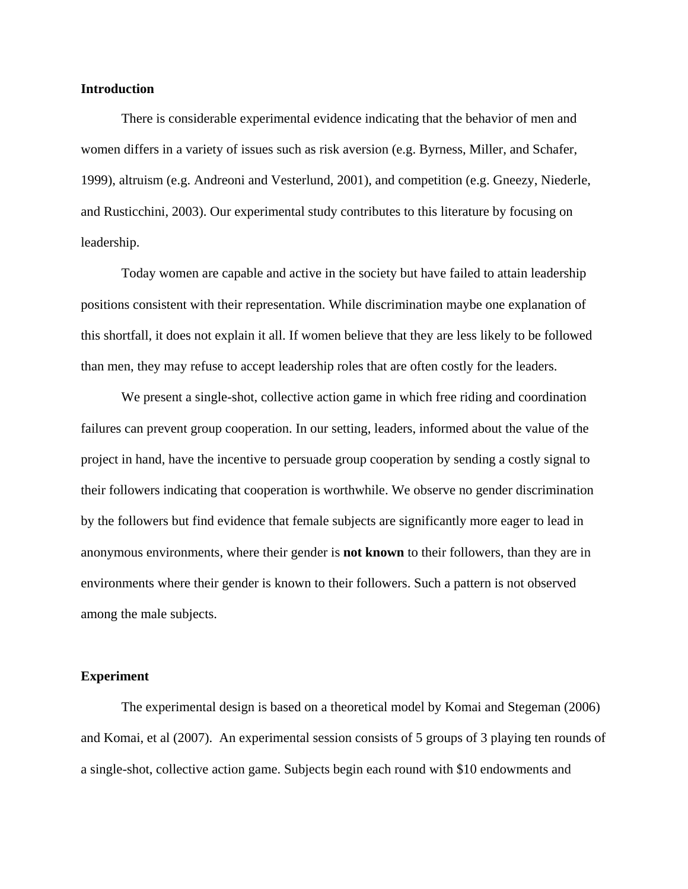## Introduction

There is considerable experimental evidence indicating that the behavior of men and women differs in a variety of issues such as risk aversion (e.g. Byrness, Miller, and Schafer, 1999), altruism (e.g. Andreoni and Vesterlund, 2001), and competition (e.g. Gneezy, Niederle, and Rusticchini, 2003). Our experimental study contributes to this literature by focusing on leadership.

Today women are capable and active in the society but have failed to attain leadership positions consistent with their representation. While discrimination maybe one explanation of this shortfall, it does not explain it all. If women believe that they are less likely to be followed than men, they may refuse to accept leadership roles that are often costly for the leaders.

We present a single-shot, collective action game in which free riding and coordination failures can prevent group cooperation. In our setting, leaders, informed about the value of the project in hand, have the incentive to persuade group cooperation by sending a costly signal to their followers indicating that cooperation is worthwhile. We observe no gender discrimination by the followers but find evidence that female subjects are significantly more eager to lead in anonymous environments, where their gender is **not known** to their followers, than they are in environments where their gender is known to their followers. Such a pattern is not observed among the male subjects.

## Experiment

The experimental design is based on a theoretical model by Komai and Stegeman (2006) and Komai, et al (2007). An experimental session consists of 5 groups of 3 playing ten rounds of a single-shot, collective action game. Subjects begin each round with $10 endowments and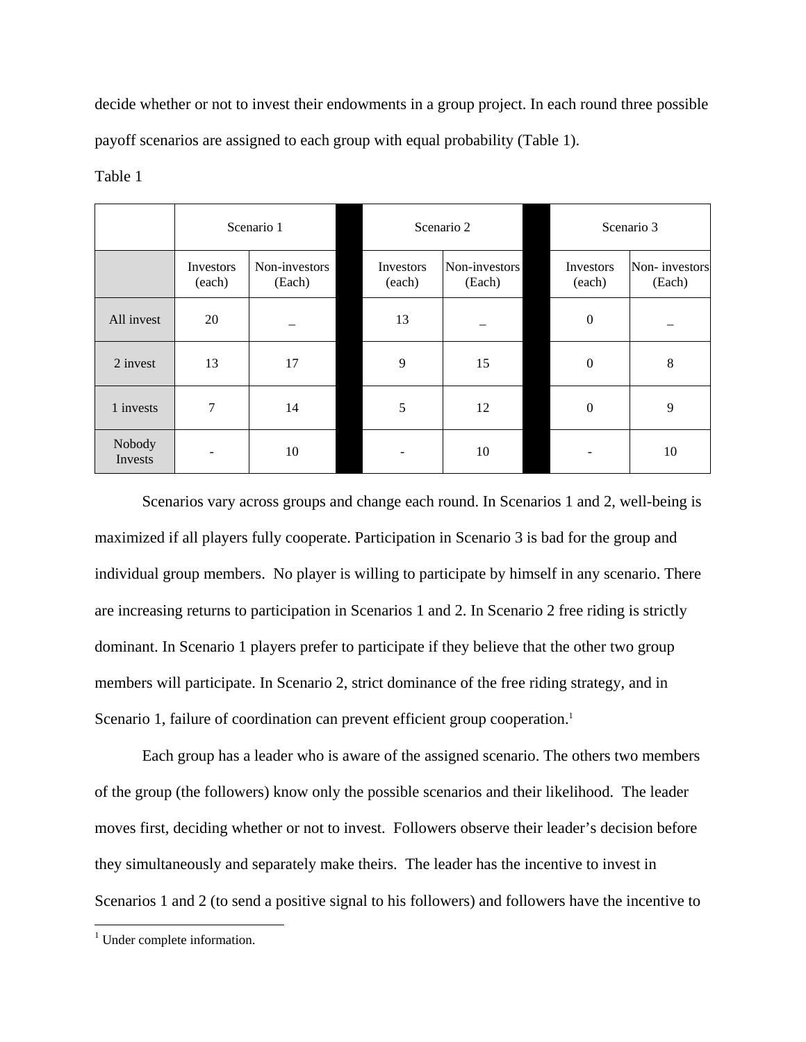decide whether or not to invest their endowments in a group project. In each round three possible payoff scenarios are assigned to each group with equal probability (Table 1).

Table 1

| | Scenario 1 | | Scenario 2 | | Scenario 3 | |
|---|---|---|---|---|---|---|
| | Investors (each) | Non-investors (Each) | Investors (each) | Non-investors (Each) | Investors (each) | Non- investors (Each) |
| All invest | 20 | _ | 13 | _ | 0 | _ |
| 2 invest | 13 | 17 | 9 | 15 | 0 | 8 |
| 1 invests | 7 | 14 | 5 | 12 | 0 | 9 |
| Nobody Invests | - | 10 | - | 10 | - | 10 |

Scenarios vary across groups and change each round. In Scenarios 1 and 2, well-being is maximized if all players fully cooperate. Participation in Scenario 3 is bad for the group and individual group members. No player is willing to participate by himself in any scenario. There are increasing returns to participation in Scenarios 1 and 2. In Scenario 2 free riding is strictly dominant. In Scenario 1 players prefer to participate if they believe that the other two group members will participate. In Scenario 2, strict dominance of the free riding strategy, and in Scenario 1, failure of coordination can prevent efficient group cooperation.[1]

Each group has a leader who is aware of the assigned scenario. The others two members of the group (the followers) know only the possible scenarios and their likelihood. The leader moves first, deciding whether or not to invest. Followers observe their leader's decision before they simultaneously and separately make theirs. The leader has the incentive to invest in Scenarios 1 and 2 (to send a positive signal to his followers) and followers have the incentive to

[1] Under complete information.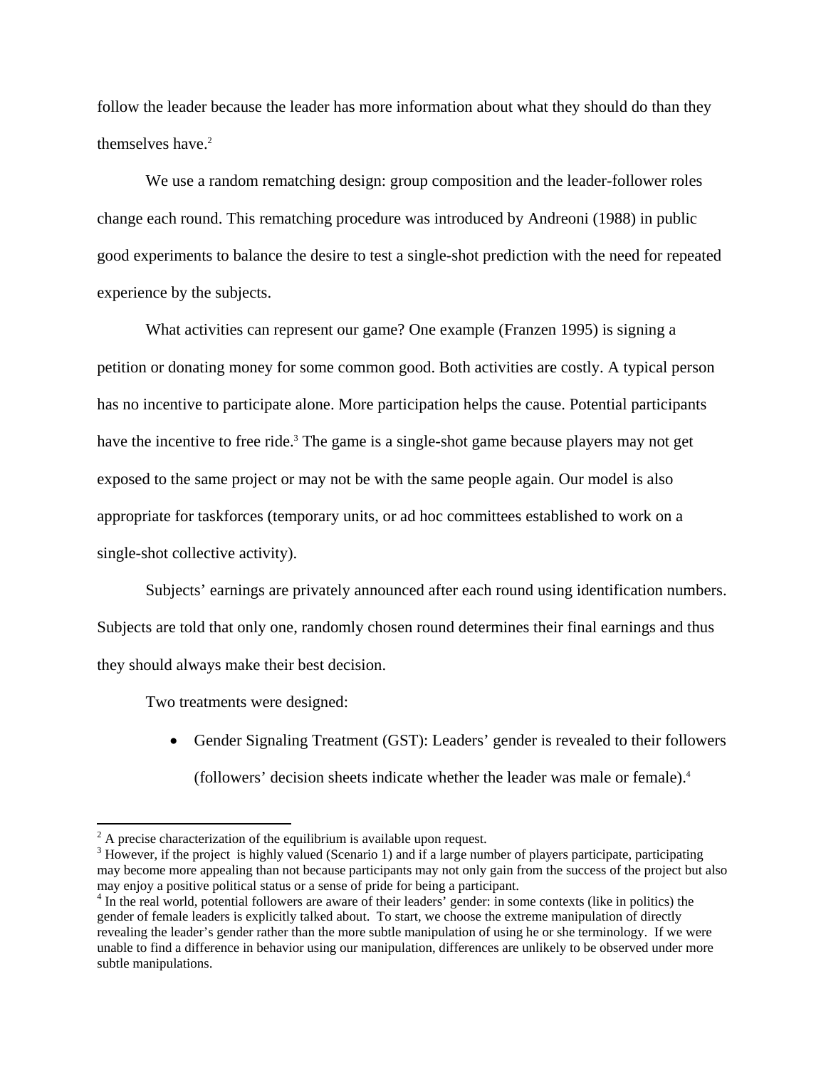follow the leader because the leader has more information about what they should do than they themselves have.[2]

We use a random rematching design: group composition and the leader-follower roles change each round. This rematching procedure was introduced by Andreoni (1988) in public good experiments to balance the desire to test a single-shot prediction with the need for repeated experience by the subjects.

What activities can represent our game? One example (Franzen 1995) is signing a petition or donating money for some common good. Both activities are costly. A typical person has no incentive to participate alone. More participation helps the cause. Potential participants have the incentive to free ride.[3] The game is a single-shot game because players may not get exposed to the same project or may not be with the same people again. Our model is also appropriate for taskforces (temporary units, or ad hoc committees established to work on a single-shot collective activity).

Subjects' earnings are privately announced after each round using identification numbers. Subjects are told that only one, randomly chosen round determines their final earnings and thus they should always make their best decision.

Two treatments were designed:

- Gender Signaling Treatment (GST): Leaders' gender is revealed to their followers (followers' decision sheets indicate whether the leader was male or female).[4]

---

[2] A precise characterization of the equilibrium is available upon request.

[3] However, if the project is highly valued (Scenario 1) and if a large number of players participate, participating may become more appealing than not because participants may not only gain from the success of the project but also may enjoy a positive political status or a sense of pride for being a participant.

[4] In the real world, potential followers are aware of their leaders' gender: in some contexts (like in politics) the gender of female leaders is explicitly talked about. To start, we choose the extreme manipulation of directly revealing the leader's gender rather than the more subtle manipulation of using he or she terminology. If we were unable to find a difference in behavior using our manipulation, differences are unlikely to be observed under more subtle manipulations.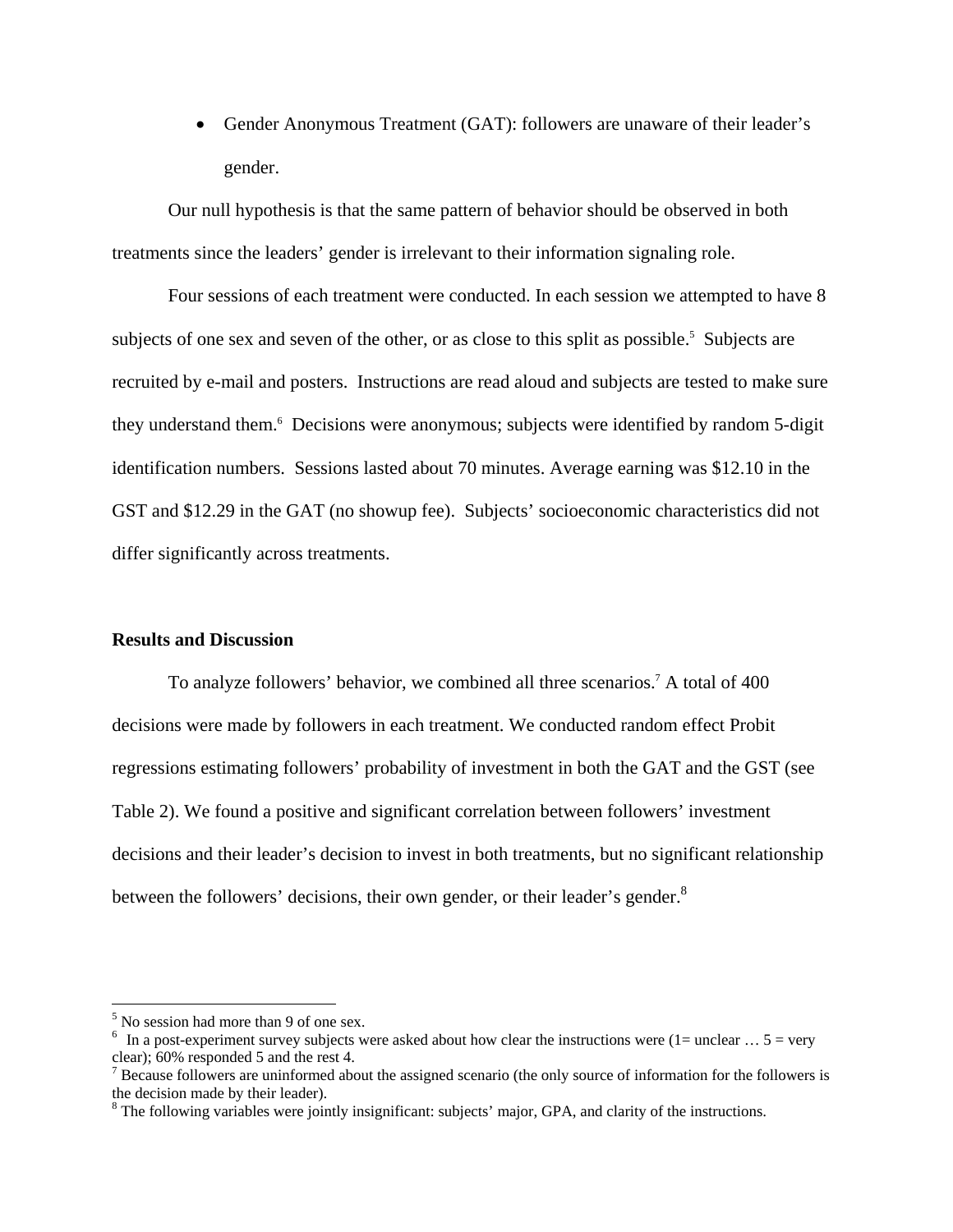- Gender Anonymous Treatment (GAT): followers are unaware of their leader's gender.

Our null hypothesis is that the same pattern of behavior should be observed in both treatments since the leaders' gender is irrelevant to their information signaling role.

Four sessions of each treatment were conducted. In each session we attempted to have 8 subjects of one sex and seven of the other, or as close to this split as possible.[5] Subjects are recruited by e-mail and posters. Instructions are read aloud and subjects are tested to make sure they understand them.[6] Decisions were anonymous; subjects were identified by random 5-digit identification numbers. Sessions lasted about 70 minutes. Average earning was $12.10 in the GST and $12.29 in the GAT (no showup fee). Subjects' socioeconomic characteristics did not differ significantly across treatments.

**Results and Discussion**

To analyze followers' behavior, we combined all three scenarios.[7] A total of 400 decisions were made by followers in each treatment. We conducted random effect Probit regressions estimating followers' probability of investment in both the GAT and the GST (see Table 2). We found a positive and significant correlation between followers' investment decisions and their leader's decision to invest in both treatments, but no significant relationship between the followers' decisions, their own gender, or their leader's gender.[8]

---

[5] No session had more than 9 of one sex.

[6] In a post-experiment survey subjects were asked about how clear the instructions were (1= unclear … 5 = very clear); 60% responded 5 and the rest 4.

[7] Because followers are uninformed about the assigned scenario (the only source of information for the followers is the decision made by their leader).

[8] The following variables were jointly insignificant: subjects' major, GPA, and clarity of the instructions.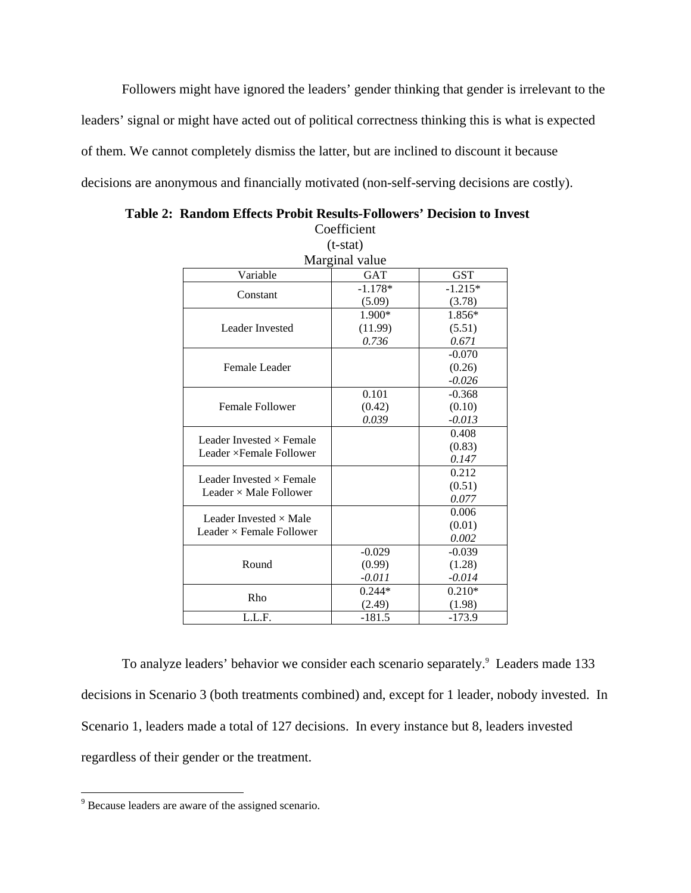Followers might have ignored the leaders' gender thinking that gender is irrelevant to the leaders' signal or might have acted out of political correctness thinking this is what is expected of them. We cannot completely dismiss the latter, but are inclined to discount it because decisions are anonymous and financially motivated (non-self-serving decisions are costly).

**Table 2: Random Effects Probit Results-Followers' Decision to Invest**

Coefficient
(t-stat)
Marginal value

| Variable | GAT | GST |
| --- | --- | --- |
| Constant | -1.178*<br>(5.09) | -1.215*<br>(3.78) |
| Leader Invested | 1.900*<br>(11.99)<br>*0.736* | 1.856*<br>(5.51)<br>*0.671* |
| Female Leader | | -0.070<br>(0.26)<br>*-0.026* |
| Female Follower | 0.101<br>(0.42)<br>*0.039* | -0.368<br>(0.10)<br>*-0.013* |
| Leader Invested × Female Leader ×Female Follower | | 0.408<br>(0.83)<br>*0.147* |
| Leader Invested × Female Leader × Male Follower | | 0.212<br>(0.51)<br>*0.077* |
| Leader Invested × Male Leader × Female Follower | | 0.006<br>(0.01)<br>*0.002* |
| Round | -0.029<br>(0.99)<br>*-0.011* | -0.039<br>(1.28)<br>*-0.014* |
| Rho | 0.244*<br>(2.49) | 0.210*<br>(1.98) |
| L.L.F. | -181.5 | -173.9 |

To analyze leaders' behavior we consider each scenario separately.[9] Leaders made 133 decisions in Scenario 3 (both treatments combined) and, except for 1 leader, nobody invested. In Scenario 1, leaders made a total of 127 decisions. In every instance but 8, leaders invested regardless of their gender or the treatment.

[9] Because leaders are aware of the assigned scenario.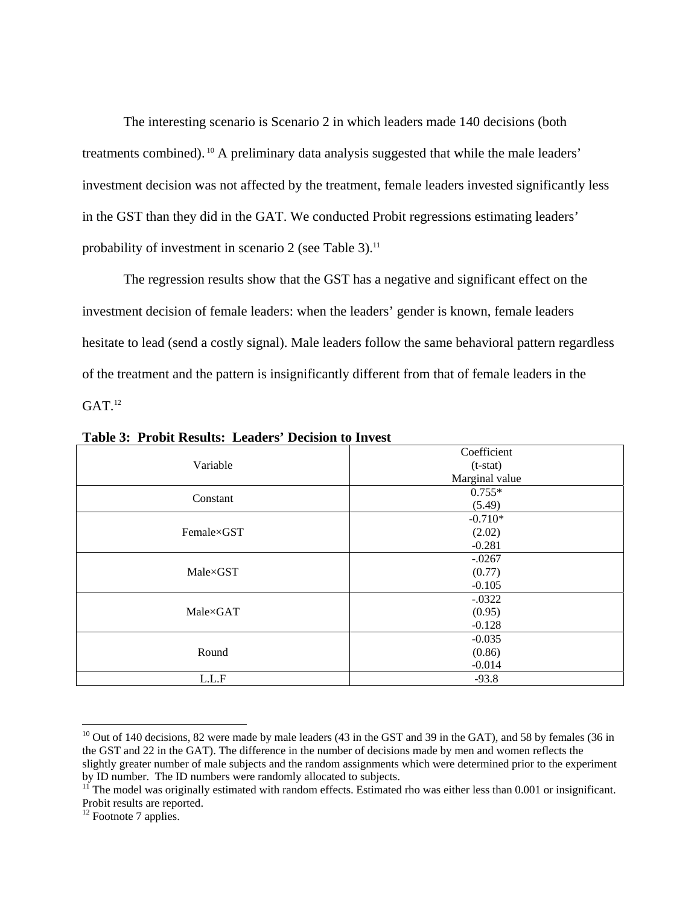The interesting scenario is Scenario 2 in which leaders made 140 decisions (both treatments combined).[10] A preliminary data analysis suggested that while the male leaders' investment decision was not affected by the treatment, female leaders invested significantly less in the GST than they did in the GAT. We conducted Probit regressions estimating leaders' probability of investment in scenario 2 (see Table 3).[11]

The regression results show that the GST has a negative and significant effect on the investment decision of female leaders: when the leaders' gender is known, female leaders hesitate to lead (send a costly signal). Male leaders follow the same behavioral pattern regardless of the treatment and the pattern is insignificantly different from that of female leaders in the GAT.[12]

**Table 3: Probit Results: Leaders' Decision to Invest**

| Variable | Coefficient (t-stat) Marginal value |
|---|---|
| Constant | 0.755* (5.49) |
| Female×GST | -0.710* (2.02) -0.281 |
| Male×GST | -.0267 (0.77) -0.105 |
| Male×GAT | -.0322 (0.95) -0.128 |
| Round | -0.035 (0.86) -0.014 |
| L.L.F | -93.8 |

[10] Out of 140 decisions, 82 were made by male leaders (43 in the GST and 39 in the GAT), and 58 by females (36 in the GST and 22 in the GAT). The difference in the number of decisions made by men and women reflects the slightly greater number of male subjects and the random assignments which were determined prior to the experiment by ID number. The ID numbers were randomly allocated to subjects.

[11] The model was originally estimated with random effects. Estimated rho was either less than 0.001 or insignificant. Probit results are reported.

[12] Footnote 7 applies.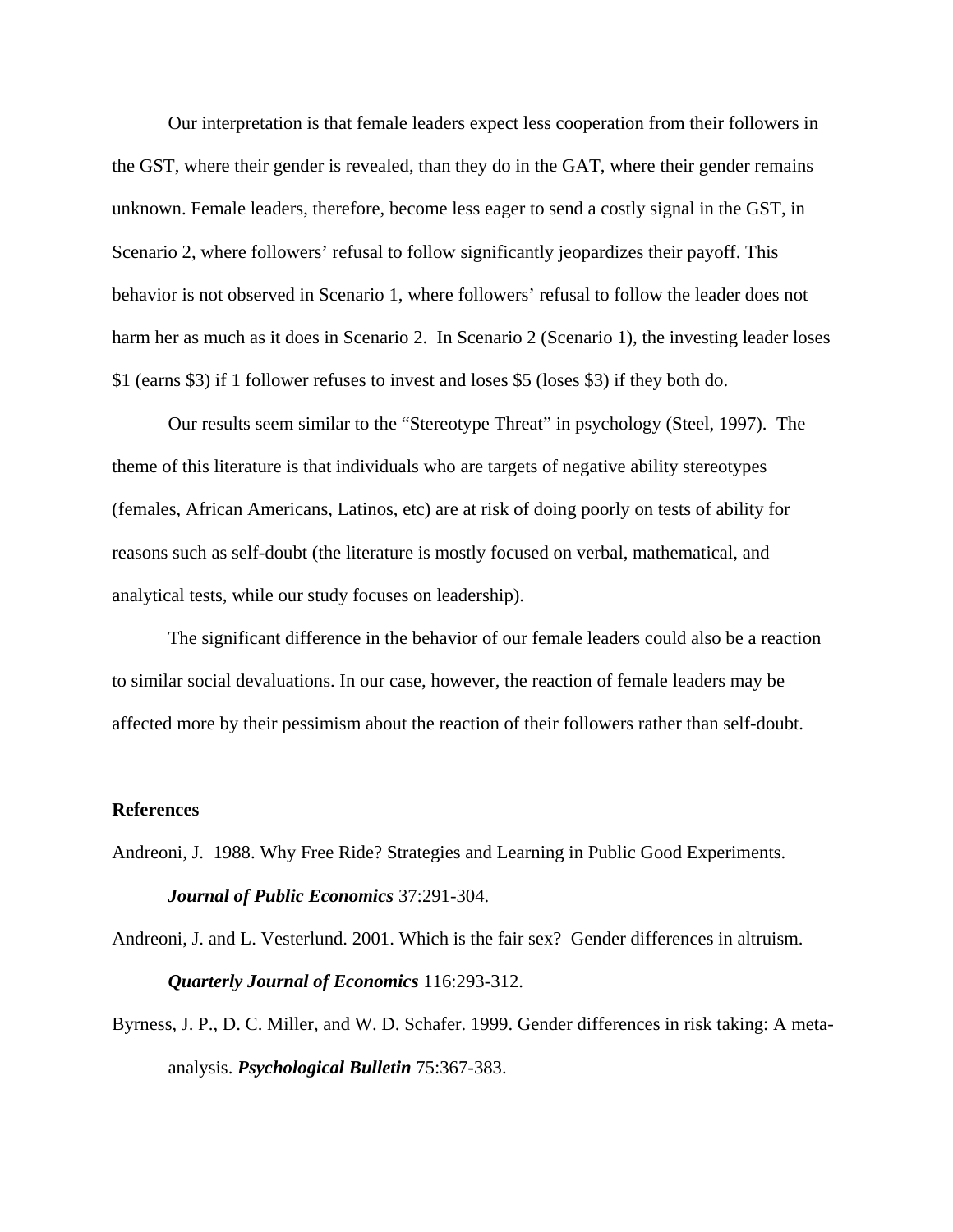Our interpretation is that female leaders expect less cooperation from their followers in the GST, where their gender is revealed, than they do in the GAT, where their gender remains unknown. Female leaders, therefore, become less eager to send a costly signal in the GST, in Scenario 2, where followers' refusal to follow significantly jeopardizes their payoff. This behavior is not observed in Scenario 1, where followers' refusal to follow the leader does not harm her as much as it does in Scenario 2. In Scenario 2 (Scenario 1), the investing leader loses $1 (earns $3) if 1 follower refuses to invest and loses $5 (loses $3) if they both do.

Our results seem similar to the "Stereotype Threat" in psychology (Steel, 1997). The theme of this literature is that individuals who are targets of negative ability stereotypes (females, African Americans, Latinos, etc) are at risk of doing poorly on tests of ability for reasons such as self-doubt (the literature is mostly focused on verbal, mathematical, and analytical tests, while our study focuses on leadership).

The significant difference in the behavior of our female leaders could also be a reaction to similar social devaluations. In our case, however, the reaction of female leaders may be affected more by their pessimism about the reaction of their followers rather than self-doubt.

**References**

Andreoni, J. 1988. Why Free Ride? Strategies and Learning in Public Good Experiments. ***Journal of Public Economics*** 37:291-304.

Andreoni, J. and L. Vesterlund. 2001. Which is the fair sex? Gender differences in altruism. ***Quarterly Journal of Economics*** 116:293-312.

Byrness, J. P., D. C. Miller, and W. D. Schafer. 1999. Gender differences in risk taking: A meta-analysis. ***Psychological Bulletin*** 75:367-383.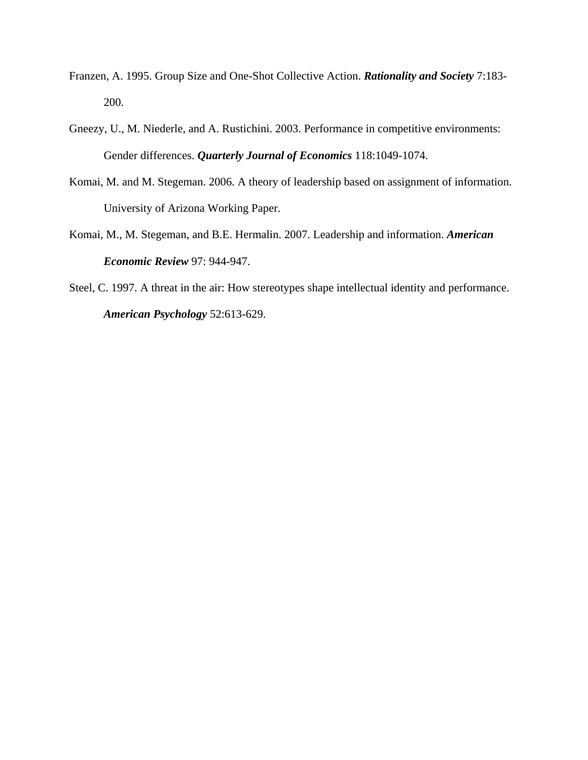Franzen, A. 1995. Group Size and One-Shot Collective Action. ***Rationality and Society*** 7:183-200.

Gneezy, U., M. Niederle, and A. Rustichini. 2003. Performance in competitive environments: Gender differences. ***Quarterly Journal of Economics*** 118:1049-1074.

Komai, M. and M. Stegeman. 2006. A theory of leadership based on assignment of information. University of Arizona Working Paper.

Komai, M., M. Stegeman, and B.E. Hermalin. 2007. Leadership and information. ***American Economic Review*** 97: 944-947.

Steel, C. 1997. A threat in the air: How stereotypes shape intellectual identity and performance. ***American Psychology*** 52:613-629.